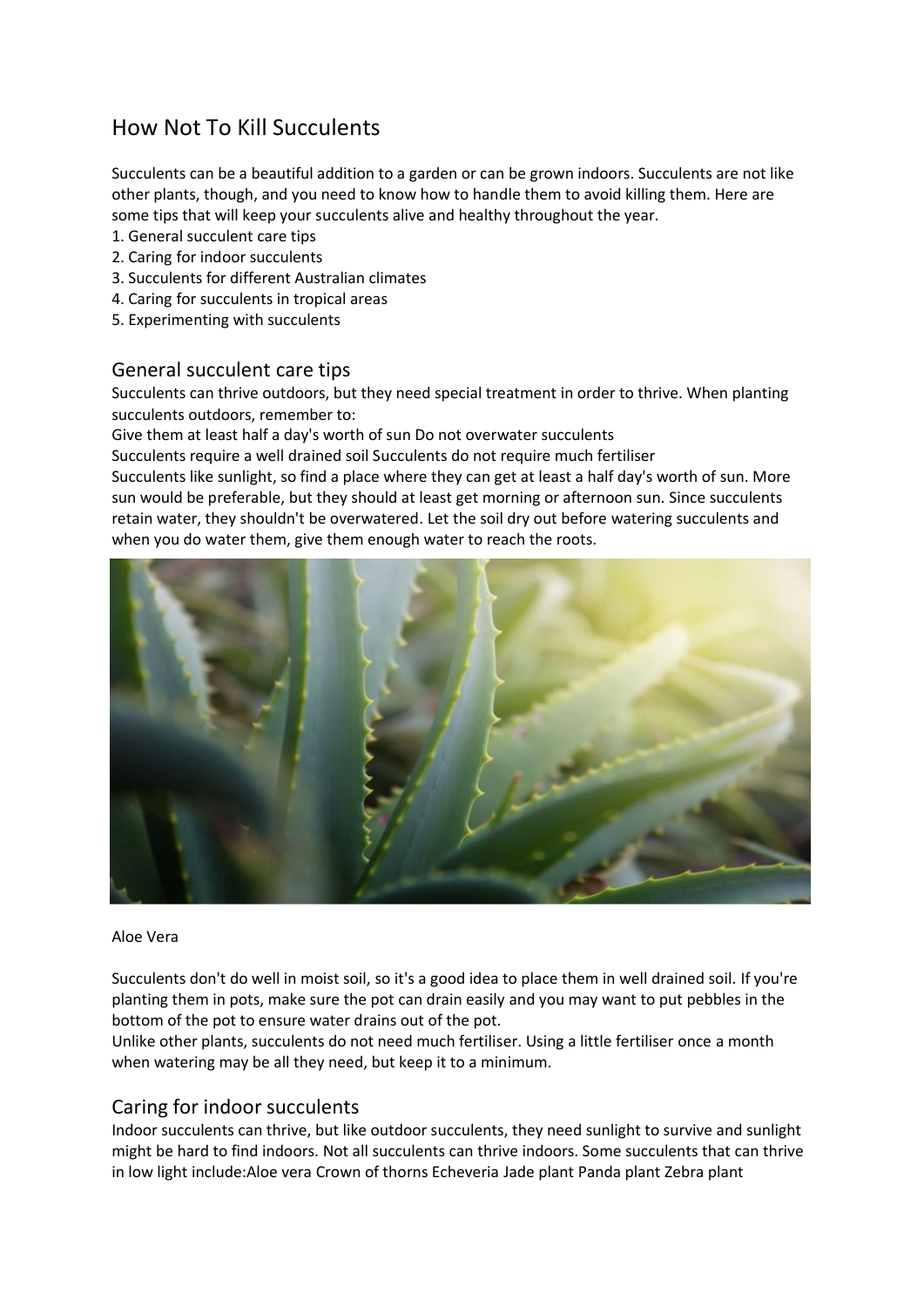# How Not To Kill Succulents

Succulents can be a beautiful addition to a garden or can be grown indoors. Succulents are not like other plants, though, and you need to know how to handle them to avoid killing them. Here are some tips that will keep your succulents alive and healthy throughout the year.

1. General succulent care tips
2. Caring for indoor succulents
3. Succulents for different Australian climates
4. Caring for succulents in tropical areas
5. Experimenting with succulents

## General succulent care tips

Succulents can thrive outdoors, but they need special treatment in order to thrive. When planting succulents outdoors, remember to:

Give them at least half a day's worth of sun Do not overwater succulents

Succulents require a well drained soil Succulents do not require much fertiliser

Succulents like sunlight, so find a place where they can get at least a half day's worth of sun. More sun would be preferable, but they should at least get morning or afternoon sun. Since succulents retain water, they shouldn't be overwatered. Let the soil dry out before watering succulents and when you do water them, give them enough water to reach the roots.

Aloe Vera

Succulents don't do well in moist soil, so it's a good idea to place them in well drained soil. If you're planting them in pots, make sure the pot can drain easily and you may want to put pebbles in the bottom of the pot to ensure water drains out of the pot.

Unlike other plants, succulents do not need much fertiliser. Using a little fertiliser once a month when watering may be all they need, but keep it to a minimum.

## Caring for indoor succulents

Indoor succulents can thrive, but like outdoor succulents, they need sunlight to survive and sunlight might be hard to find indoors. Not all succulents can thrive indoors. Some succulents that can thrive in low light include:Aloe vera Crown of thorns Echeveria Jade plant Panda plant Zebra plant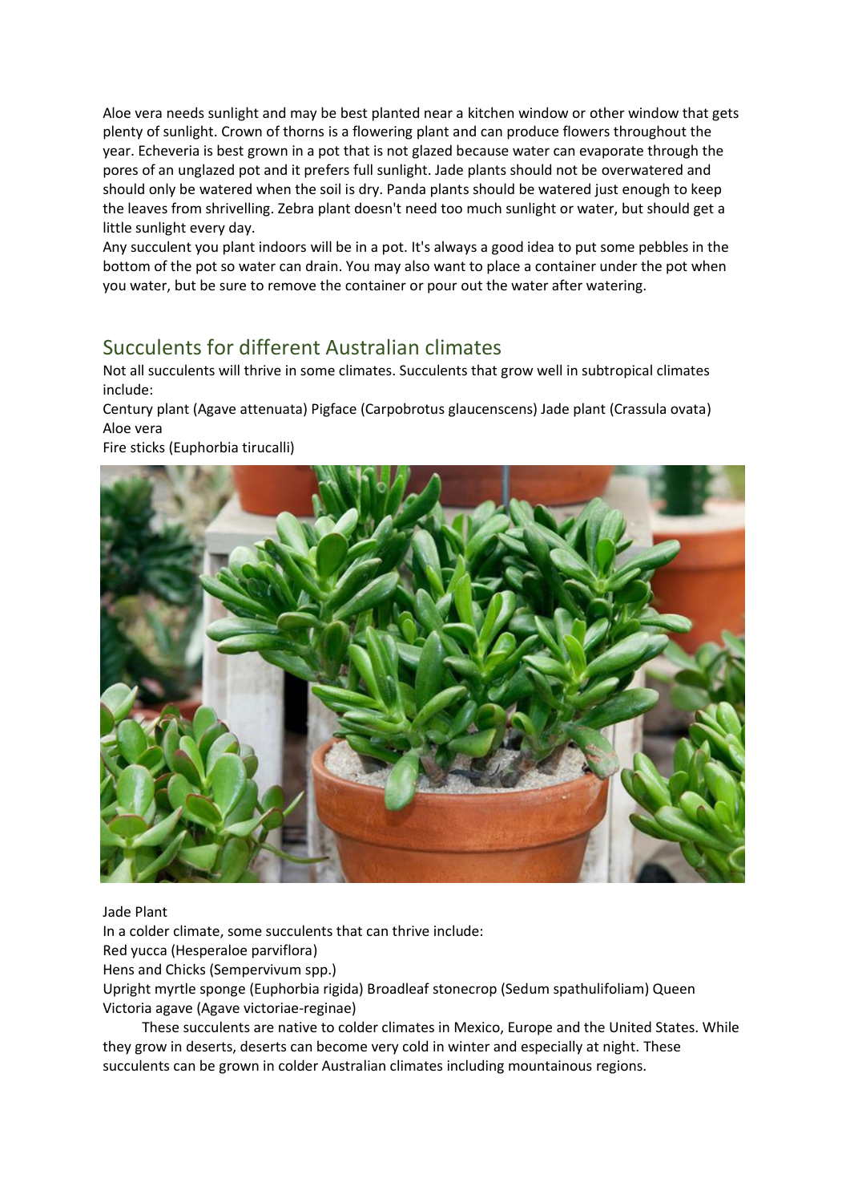Aloe vera needs sunlight and may be best planted near a kitchen window or other window that gets plenty of sunlight. Crown of thorns is a flowering plant and can produce flowers throughout the year. Echeveria is best grown in a pot that is not glazed because water can evaporate through the pores of an unglazed pot and it prefers full sunlight. Jade plants should not be overwatered and should only be watered when the soil is dry. Panda plants should be watered just enough to keep the leaves from shrivelling. Zebra plant doesn't need too much sunlight or water, but should get a little sunlight every day.

Any succulent you plant indoors will be in a pot. It's always a good idea to put some pebbles in the bottom of the pot so water can drain. You may also want to place a container under the pot when you water, but be sure to remove the container or pour out the water after watering.

## Succulents for different Australian climates

Not all succulents will thrive in some climates. Succulents that grow well in subtropical climates include:

Century plant (Agave attenuata) Pigface (Carpobrotus glaucenscens) Jade plant (Crassula ovata) Aloe vera

Fire sticks (Euphorbia tirucalli)

Jade Plant

In a colder climate, some succulents that can thrive include:

Red yucca (Hesperaloe parviflora)

Hens and Chicks (Sempervivum spp.)

Upright myrtle sponge (Euphorbia rigida) Broadleaf stonecrop (Sedum spathulifoliam) Queen Victoria agave (Agave victoriae-reginae)

These succulents are native to colder climates in Mexico, Europe and the United States. While they grow in deserts, deserts can become very cold in winter and especially at night. These succulents can be grown in colder Australian climates including mountainous regions.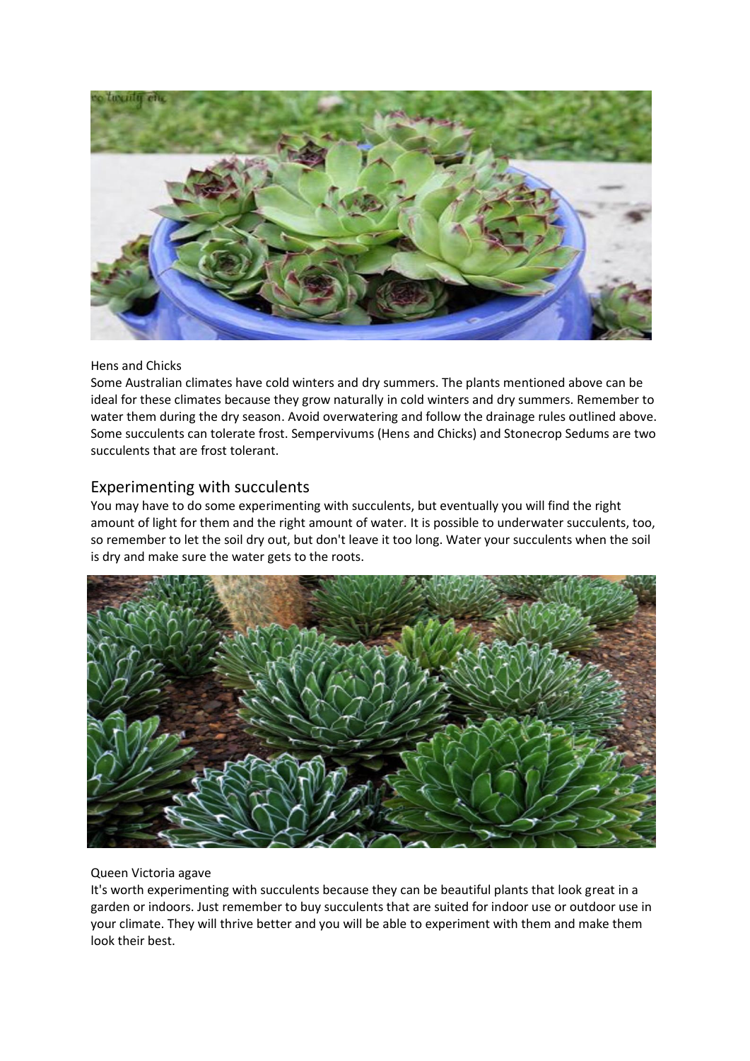Hens and Chicks

Some Australian climates have cold winters and dry summers. The plants mentioned above can be ideal for these climates because they grow naturally in cold winters and dry summers. Remember to water them during the dry season. Avoid overwatering and follow the drainage rules outlined above. Some succulents can tolerate frost. Sempervivums (Hens and Chicks) and Stonecrop Sedums are two succulents that are frost tolerant.

## Experimenting with succulents

You may have to do some experimenting with succulents, but eventually you will find the right amount of light for them and the right amount of water. It is possible to underwater succulents, too, so remember to let the soil dry out, but don't leave it too long. Water your succulents when the soil is dry and make sure the water gets to the roots.

Queen Victoria agave

It's worth experimenting with succulents because they can be beautiful plants that look great in a garden or indoors. Just remember to buy succulents that are suited for indoor use or outdoor use in your climate. They will thrive better and you will be able to experiment with them and make them look their best.